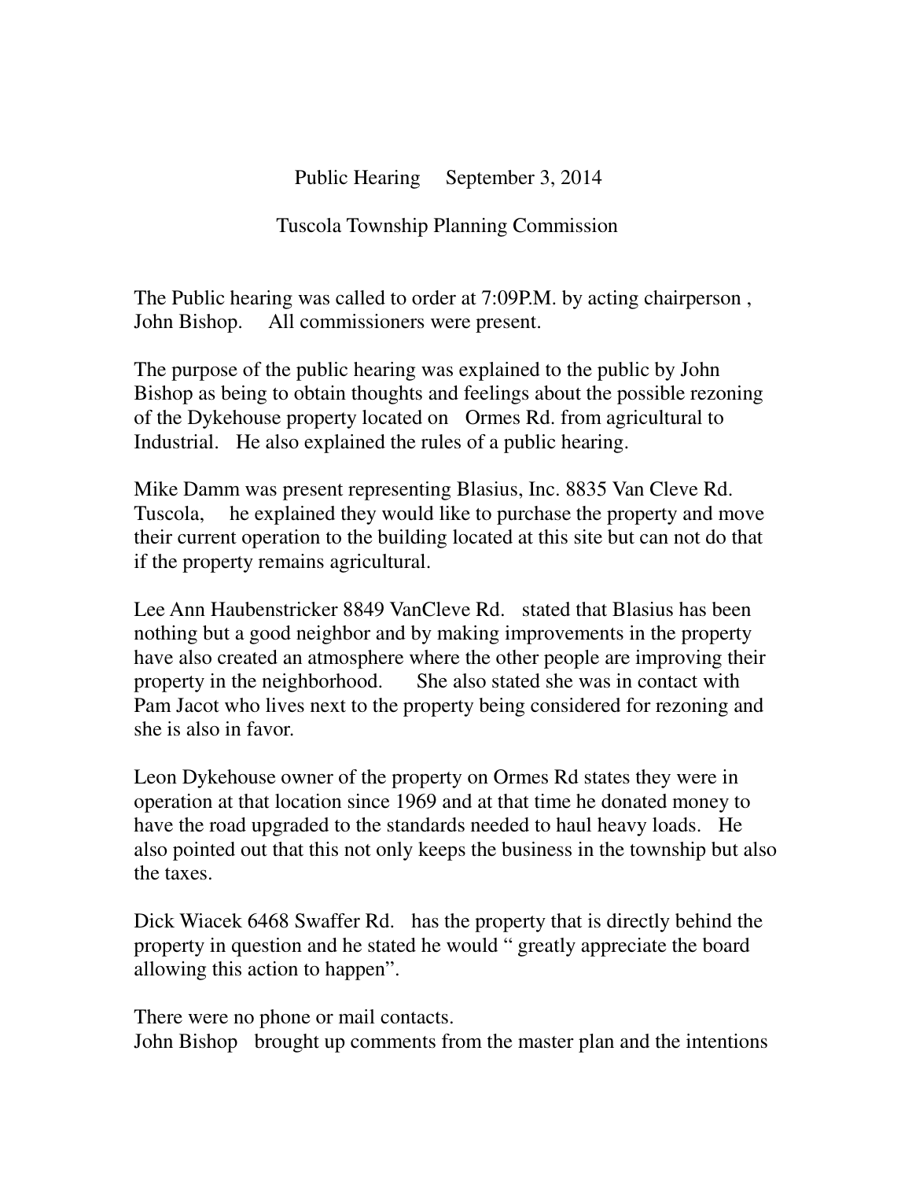Public Hearing September 3, 2014

Tuscola Township Planning Commission

The Public hearing was called to order at 7:09P.M. by acting chairperson , John Bishop. All commissioners were present.

The purpose of the public hearing was explained to the public by John Bishop as being to obtain thoughts and feelings about the possible rezoning of the Dykehouse property located on Ormes Rd. from agricultural to Industrial. He also explained the rules of a public hearing.

Mike Damm was present representing Blasius, Inc. 8835 Van Cleve Rd. Tuscola, he explained they would like to purchase the property and move their current operation to the building located at this site but can not do that if the property remains agricultural.

Lee Ann Haubenstricker 8849 VanCleve Rd. stated that Blasius has been nothing but a good neighbor and by making improvements in the property have also created an atmosphere where the other people are improving their property in the neighborhood. She also stated she was in contact with Pam Jacot who lives next to the property being considered for rezoning and she is also in favor.

Leon Dykehouse owner of the property on Ormes Rd states they were in operation at that location since 1969 and at that time he donated money to have the road upgraded to the standards needed to haul heavy loads. He also pointed out that this not only keeps the business in the township but also the taxes.

Dick Wiacek 6468 Swaffer Rd. has the property that is directly behind the property in question and he stated he would " greatly appreciate the board allowing this action to happen".

There were no phone or mail contacts.
John Bishop brought up comments from the master plan and the intentions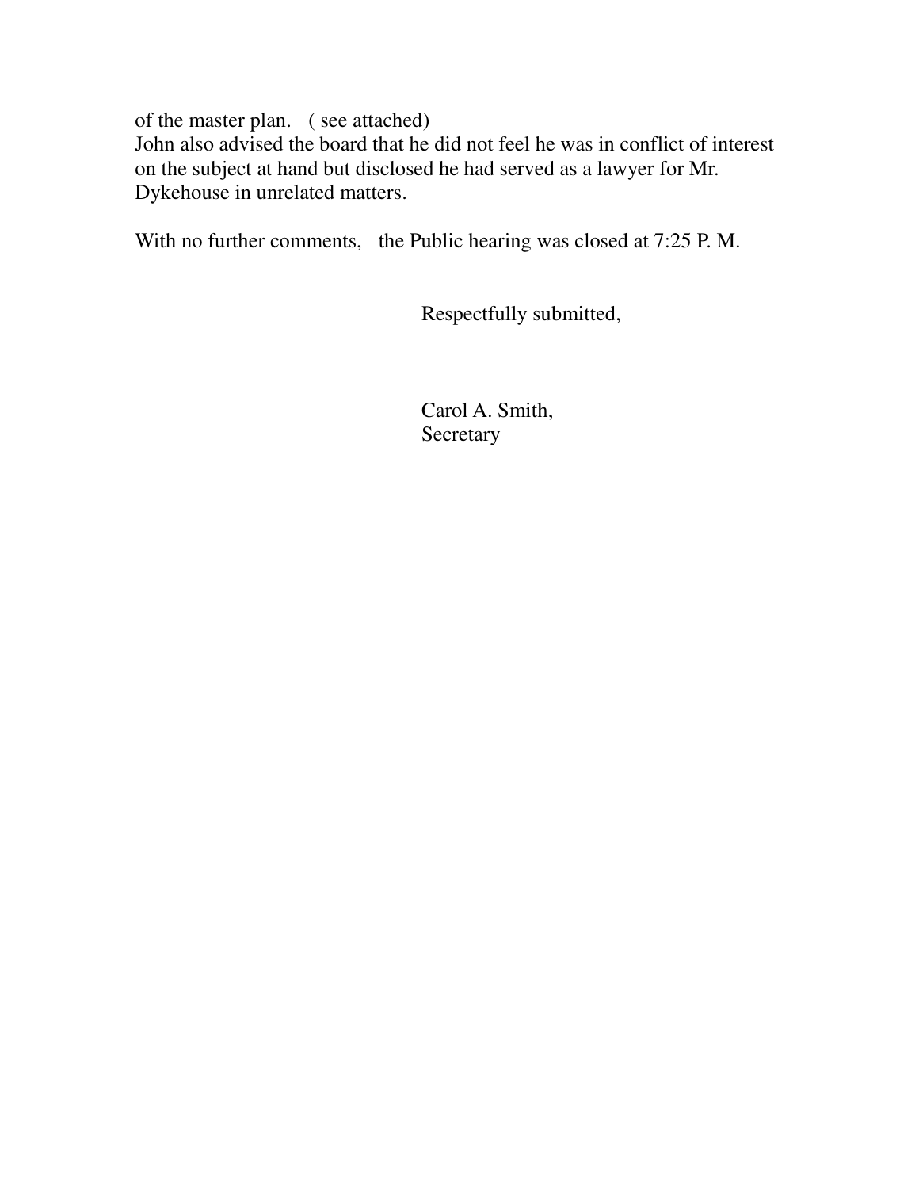of the master plan. ( see attached)
John also advised the board that he did not feel he was in conflict of interest on the subject at hand but disclosed he had served as a lawyer for Mr. Dykehouse in unrelated matters.

With no further comments, the Public hearing was closed at 7:25 P. M.

Respectfully submitted,

Carol A. Smith,
Secretary